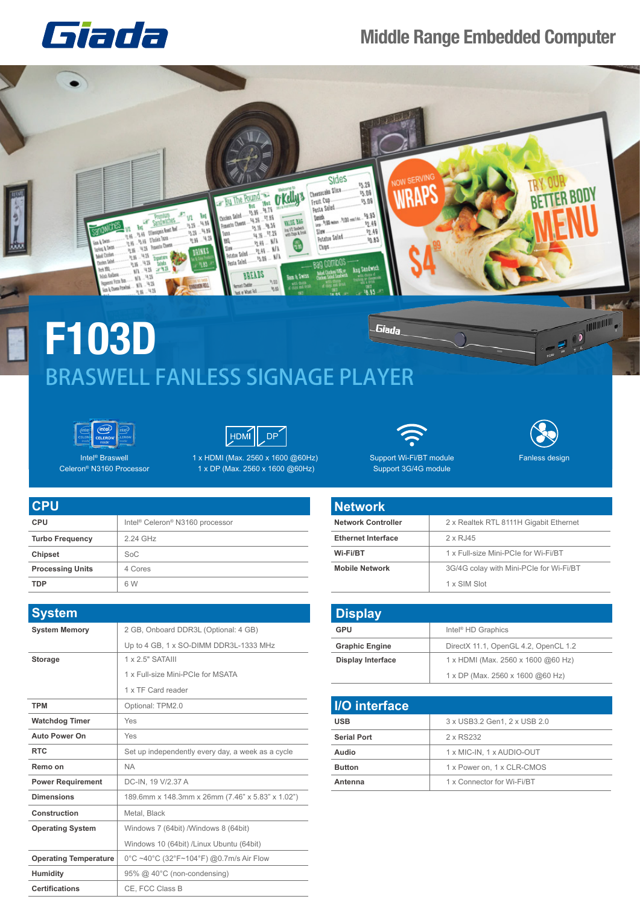# Giada

Middle Range Embedded Computer

# F103D

## BRASWELL FANLESS SIGNAGE PLAYER

Intel® Braswell Celeron® N3160 Processor

1 x HDMI (Max. 2560 x 1600 @60Hz) 1 x DP (Max. 2560 x 1600 @60Hz)

Support Wi-Fi/BT module Support 3G/4G module

Fanless design

## CPU

| | |
|---|---|
| **CPU** | Intel® Celeron® N3160 processor |
| **Turbo Frequency** | 2.24 GHz |
| **Chipset** | SoC |
| **Processing Units** | 4 Cores |
| **TDP** | 6 W |

## System

| | |
|---|---|
| **System Memory** | 2 GB, Onboard DDR3L (Optional: 4 GB) |
| | Up to 4 GB, 1 x SO-DIMM DDR3L-1333 MHz |
| **Storage** | 1 x 2.5" SATAIII |
| | 1 x Full-size Mini-PCIe for MSATA |
| | 1 x TF Card reader |
| **TPM** | Optional: TPM2.0 |
| **Watchdog Timer** | Yes |
| **Auto Power On** | Yes |
| **RTC** | Set up independently every day, a week as a cycle |
| **Remo on** | NA |
| **Power Requirement** | DC-IN, 19 V/2.37 A |
| **Dimensions** | 189.6mm x 148.3mm x 26mm (7.46" x 5.83" x 1.02") |
| **Construction** | Metal, Black |
| **Operating System** | Windows 7 (64bit) /Windows 8 (64bit) |
| | Windows 10 (64bit) /Linux Ubuntu (64bit) |
| **Operating Temperature** | 0°C ~40°C (32°F~104°F) @0.7m/s Air Flow |
| **Humidity** | 95% @ 40°C (non-condensing) |
| **Certifications** | CE, FCC Class B |

## Network

| | |
|---|---|
| **Network Controller** | 2 x Realtek RTL 8111H Gigabit Ethernet |
| **Ethernet Interface** | 2 x RJ45 |
| **Wi-Fi/BT** | 1 x Full-size Mini-PCIe for Wi-Fi/BT |
| **Mobile Network** | 3G/4G colay with Mini-PCIe for Wi-Fi/BT |
| | 1 x SIM Slot |

## Display

| | |
|---|---|
| **GPU** | Intel® HD Graphics |
| **Graphic Engine** | DirectX 11.1, OpenGL 4.2, OpenCL 1.2 |
| **Display Interface** | 1 x HDMI (Max. 2560 x 1600 @60 Hz) |
| | 1 x DP (Max. 2560 x 1600 @60 Hz) |

## I/O interface

| | |
|---|---|
| **USB** | 3 x USB3.2 Gen1, 2 x USB 2.0 |
| **Serial Port** | 2 x RS232 |
| **Audio** | 1 x MIC-IN, 1 x AUDIO-OUT |
| **Button** | 1 x Power on, 1 x CLR-CMOS |
| **Antenna** | 1 x Connector for Wi-Fi/BT |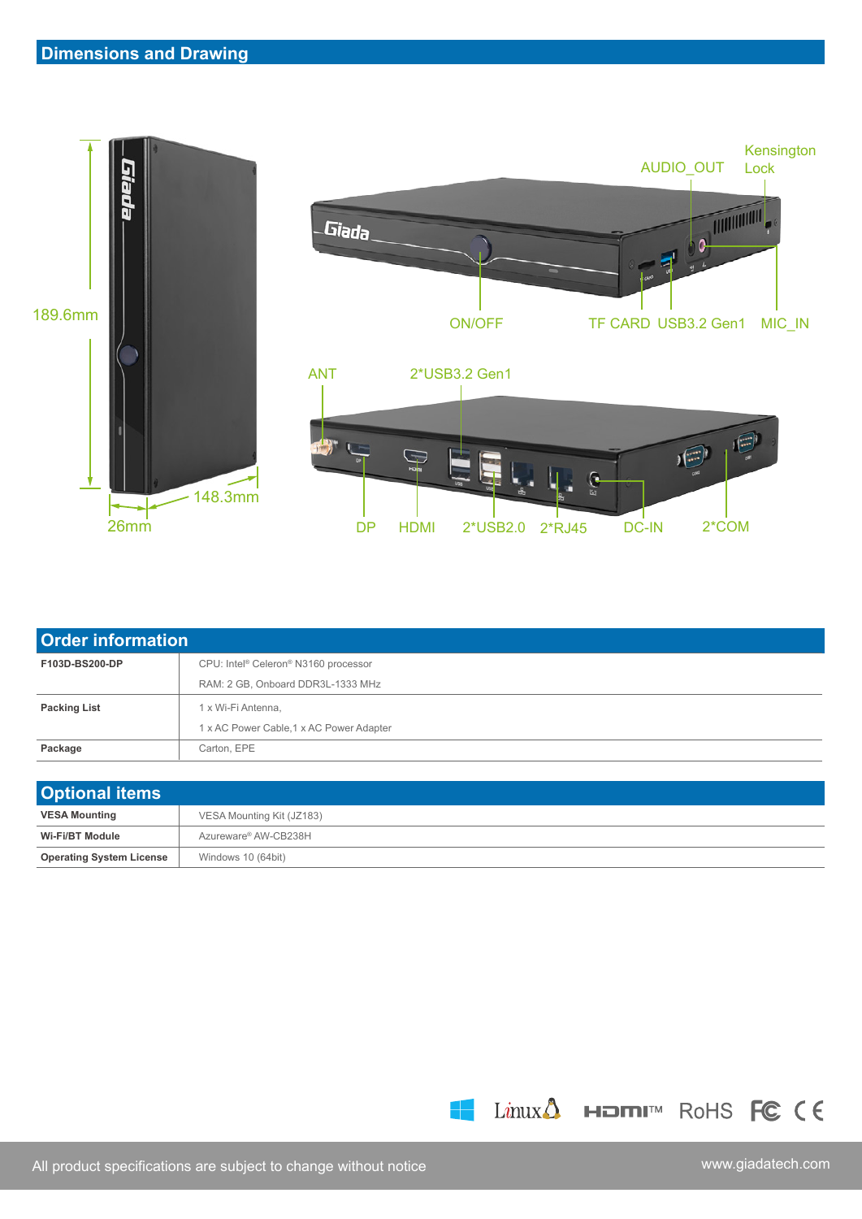## Dimensions and Drawing

189.6mm

26mm

148.3mm

AUDIO_OUT

Kensington Lock

ON/OFF

TF CARD

USB3.2 Gen1

MIC_IN

ANT

2*USB3.2 Gen1

DP

HDMI

2*USB2.0

2*RJ45

DC-IN

2*COM

## Order information

| | |
|---|---|
| **F103D-BS200-DP** | CPU: Intel® Celeron® N3160 processor<br>RAM: 2 GB, Onboard DDR3L-1333 MHz |
| **Packing List** | 1 x Wi-Fi Antenna,<br>1 x AC Power Cable,1 x AC Power Adapter |
| **Package** | Carton, EPE |

## Optional items

| | |
|---|---|
| **VESA Mounting** | VESA Mounting Kit (JZ183) |
| **Wi-Fi/BT Module** | Azureware® AW-CB238H |
| **Operating System License** | Windows 10 (64bit) |

All product specifications are subject to change without notice

www.giadatech.com